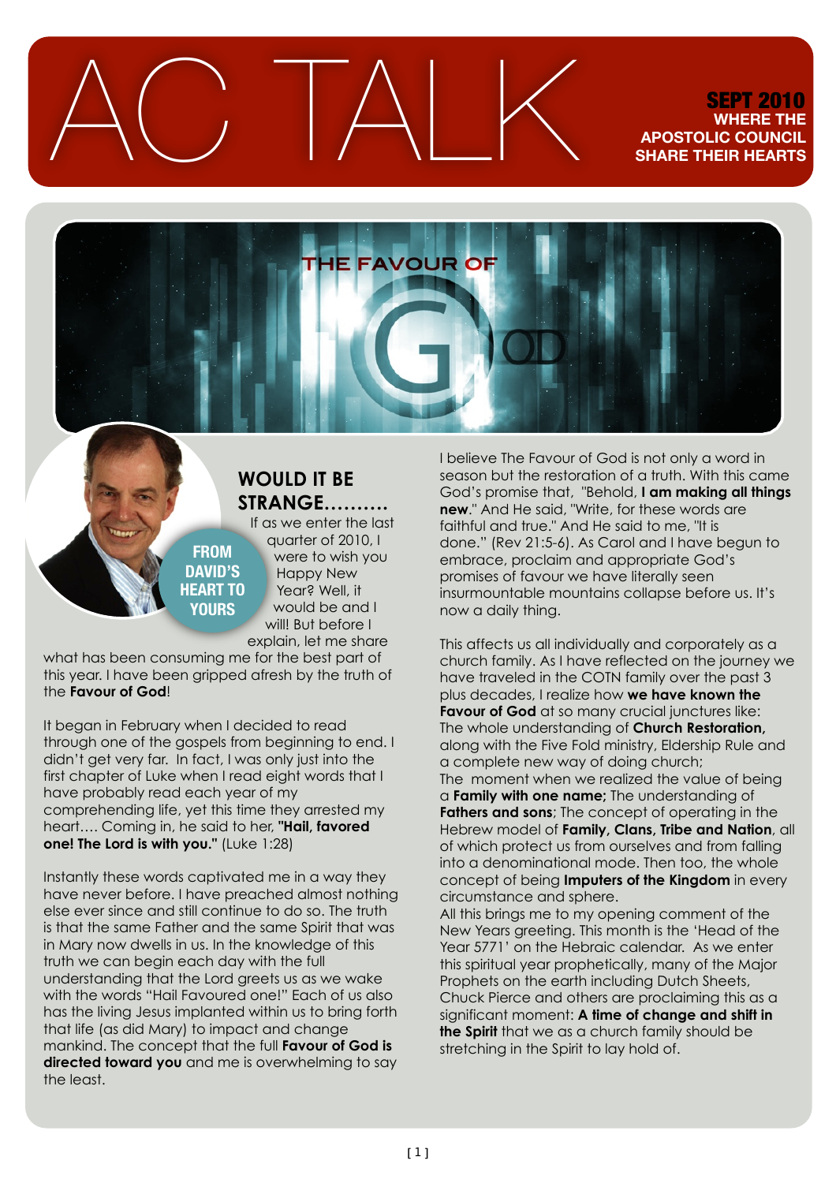# AC TALK

**SEPT 2010**
**WHERE THE APOSTOLIC COUNCIL SHARE THEIR HEARTS**

## THE FAVOUR OF GOD

**FROM DAVID'S HEART TO YOURS**

## WOULD IT BE STRANGE..........

If as we enter the last quarter of 2010, I were to wish you Happy New Year? Well, it would be and I will! But before I explain, let me share what has been consuming me for the best part of this year. I have been gripped afresh by the truth of the **Favour of God**!

It began in February when I decided to read through one of the gospels from beginning to end. I didn't get very far. In fact, I was only just into the first chapter of Luke when I read eight words that I have probably read each year of my comprehending life, yet this time they arrested my heart.... Coming in, he said to her, **"Hail, favored one! The Lord is with you."** (Luke 1:28)

Instantly these words captivated me in a way they have never before. I have preached almost nothing else ever since and still continue to do so. The truth is that the same Father and the same Spirit that was in Mary now dwells in us. In the knowledge of this truth we can begin each day with the full understanding that the Lord greets us as we wake with the words "Hail Favoured one!" Each of us also has the living Jesus implanted within us to bring forth that life (as did Mary) to impact and change mankind. The concept that the full **Favour of God is directed toward you** and me is overwhelming to say the least.

I believe The Favour of God is not only a word in season but the restoration of a truth. With this came God's promise that, "Behold, **I am making all things new**." And He said, "Write, for these words are faithful and true." And He said to me, "It is done." (Rev 21:5-6). As Carol and I have begun to embrace, proclaim and appropriate God's promises of favour we have literally seen insurmountable mountains collapse before us. It's now a daily thing.

This affects us all individually and corporately as a church family. As I have reflected on the journey we have traveled in the COTN family over the past 3 plus decades, I realize how **we have known the Favour of God** at so many crucial junctures like: The whole understanding of **Church Restoration,** along with the Five Fold ministry, Eldership Rule and a complete new way of doing church;
The moment when we realized the value of being a **Family with one name;** The understanding of **Fathers and sons**; The concept of operating in the Hebrew model of **Family, Clans, Tribe and Nation**, all of which protect us from ourselves and from falling into a denominational mode. Then too, the whole concept of being **Imputers of the Kingdom** in every circumstance and sphere.
All this brings me to my opening comment of the New Years greeting. This month is the 'Head of the Year 5771' on the Hebraic calendar. As we enter this spiritual year prophetically, many of the Major Prophets on the earth including Dutch Sheets, Chuck Pierce and others are proclaiming this as a significant moment: **A time of change and shift in the Spirit** that we as a church family should be stretching in the Spirit to lay hold of.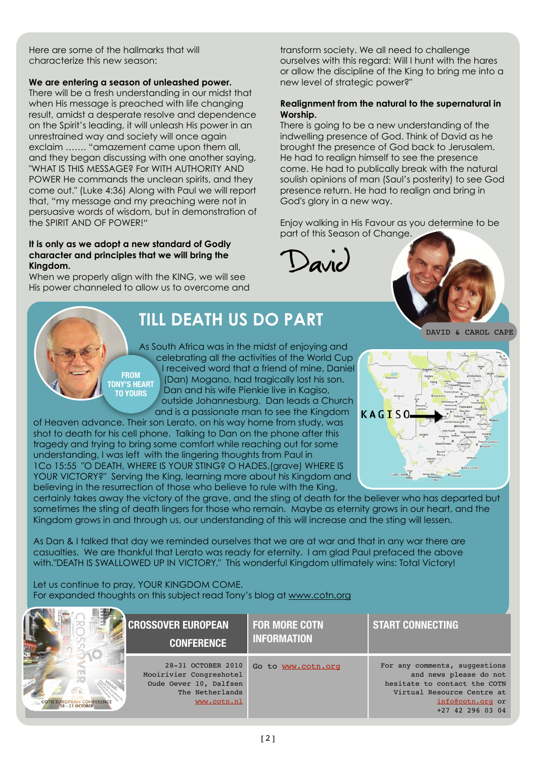Here are some of the hallmarks that will characterize this new season:

**We are entering a season of unleashed power.**
There will be a fresh understanding in our midst that when His message is preached with life changing result, amidst a desperate resolve and dependence on the Spirit's leading, it will unleash His power in an unrestrained way and society will once again exclaim ……. "amazement came upon them all, and they began discussing with one another saying, "WHAT IS THIS MESSAGE? For WITH AUTHORITY AND POWER He commands the unclean spirits, and they come out." (Luke 4:36) Along with Paul we will report that, "my message and my preaching were not in persuasive words of wisdom, but in demonstration of the SPIRIT AND OF POWER!"

**It is only as we adopt a new standard of Godly character and principles that we will bring the Kingdom.**
When we properly align with the KING, we will see His power channeled to allow us to overcome and transform society. We all need to challenge ourselves with this regard: Will I hunt with the hares or allow the discipline of the King to bring me into a new level of strategic power?"

**Realignment from the natural to the supernatural in Worship.**
There is going to be a new understanding of the indwelling presence of God. Think of David as he brought the presence of God back to Jerusalem. He had to realign himself to see the presence come. He had to publically break with the natural soulish opinions of man (Saul's posterity) to see God presence return. He had to realign and bring in God's glory in a new way.

Enjoy walking in His Favour as you determine to be part of this Season of Change.

David

DAVID & CAROL CAPE

# TILL DEATH US DO PART

FROM TONY'S HEART TO YOURS

As South Africa was in the midst of enjoying and celebrating all the activities of the World Cup I received word that a friend of mine, Daniel (Dan) Mogano, had tragically lost his son. Dan and his wife Pienkie live in Kagiso, outside Johannesburg. Dan leads a Church and is a passionate man to see the Kingdom of Heaven advance. Their son Lerato, on his way home from study, was shot to death for his cell phone. Talking to Dan on the phone after this tragedy and trying to bring some comfort while reaching out for some understanding, I was left with the lingering thoughts from Paul in 1Co 15:55 "O DEATH, WHERE IS YOUR STING? O HADES,(grave) WHERE IS YOUR VICTORY?" Serving the King, learning more about his Kingdom and believing in the resurrection of those who believe to rule with the King, certainly takes away the victory of the grave, and the sting of death for the believer who has departed but sometimes the sting of death lingers for those who remain. Maybe as eternity grows in our heart, and the Kingdom grows in and through us, our understanding of this will increase and the sting will lessen.

KAGISO

As Dan & I talked that day we reminded ourselves that we are at war and that in any war there are casualties. We are thankful that Lerato was ready for eternity. I am glad Paul prefaced the above with."DEATH IS SWALLOWED UP IN VICTORY." This wonderful Kingdom ultimately wins: Total Victory!

Let us continue to pray, YOUR KINGDOM COME.
For expanded thoughts on this subject read Tony's blog at www.cotn.org

| CROSSOVER EUROPEAN CONFERENCE | FOR MORE COTN INFORMATION | START CONNECTING |
|---|---|---|
| 28-31 OCTOBER 2010<br>Mooirivier Congreshotel<br>Oude Oever 10, Dalfsen<br>The Netherlands<br>www.cotn.nl | Go to www.cotn.org | For any comments, suggestions and news please do not hesitate to contact the COTN Virtual Resource Centre at info@cotn.org or +27 42 296 03 04 |